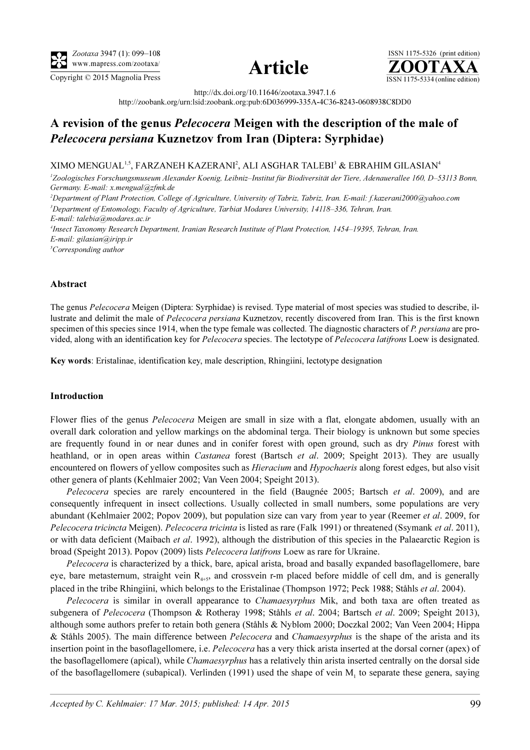http://dx.doi.org/10.11646/zootaxa.3947.1.6

http://zoobank.org/urn:lsid:zoobank.org:pub:6D036999-335A-4C36-8243-0608938C8DD0

# A revision of the genus *Pelecocera* Meigen with the description of the male of *Pelecocera persiana* Kuznetzov from Iran (Diptera: Syrphidae)

XIMO MENGUAL[1,5], FARZANEH KAZERANI[2], ALI ASGHAR TALEBI[3] & EBRAHIM GILASIAN[4]

[1]Zoologisches Forschungsmuseum Alexander Koenig, Leibniz–Institut für Biodiversität der Tiere, Adenauerallee 160, D–53113 Bonn, Germany. E-mail: x.mengual@zfmk.de

[2]Department of Plant Protection, College of Agriculture, University of Tabriz, Tabriz, Iran. E-mail: f.kazerani2000@yahoo.com

[3]Department of Entomology, Faculty of Agriculture, Tarbiat Modares University, 14118–336, Tehran, Iran. E-mail: talebia@modares.ac.ir

[4]Insect Taxonomy Research Department, Iranian Research Institute of Plant Protection, 1454–19395, Tehran, Iran. E-mail: gilasian@iripp.ir

[5]Corresponding author

## Abstract

The genus *Pelecocera* Meigen (Diptera: Syrphidae) is revised. Type material of most species was studied to describe, illustrate and delimit the male of *Pelecocera persiana* Kuznetzov, recently discovered from Iran. This is the first known specimen of this species since 1914, when the type female was collected. The diagnostic characters of *P. persiana* are provided, along with an identification key for *Pelecocera* species. The lectotype of *Pelecocera latifrons* Loew is designated.

**Key words**: Eristalinae, identification key, male description, Rhingiini, lectotype designation

## Introduction

Flower flies of the genus *Pelecocera* Meigen are small in size with a flat, elongate abdomen, usually with an overall dark coloration and yellow markings on the abdominal terga. Their biology is unknown but some species are frequently found in or near dunes and in conifer forest with open ground, such as dry *Pinus* forest with heathland, or in open areas within *Castanea* forest (Bartsch *et al*. 2009; Speight 2013). They are usually encountered on flowers of yellow composites such as *Hieracium* and *Hypochaeris* along forest edges, but also visit other genera of plants (Kehlmaier 2002; Van Veen 2004; Speight 2013).

*Pelecocera* species are rarely encountered in the field (Baugnée 2005; Bartsch *et al*. 2009), and are consequently infrequent in insect collections. Usually collected in small numbers, some populations are very abundant (Kehlmaier 2002; Popov 2009), but population size can vary from year to year (Reemer *et al*. 2009, for *Pelecocera tricincta* Meigen). *Pelecocera tricinta* is listed as rare (Falk 1991) or threatened (Ssymank *et al*. 2011), or with data deficient (Maibach *et al*. 1992), although the distribution of this species in the Palaearctic Region is broad (Speight 2013). Popov (2009) lists *Pelecocera latifrons* Loew as rare for Ukraine.

*Pelecocera* is characterized by a thick, bare, apical arista, broad and basally expanded basoflagellomere, bare eye, bare metasternum, straight vein $R_{4+5}$, and crossvein r-m placed before middle of cell dm, and is generally placed in the tribe Rhingiini, which belongs to the Eristalinae (Thompson 1972; Peck 1988; Ståhls *et al*. 2004).

*Pelecocera* is similar in overall appearance to *Chamaesyrphus* Mik, and both taxa are often treated as subgenera of *Pelecocera* (Thompson & Rotheray 1998; Ståhls *et al*. 2004; Bartsch *et al*. 2009; Speight 2013), although some authors prefer to retain both genera (Ståhls & Nyblom 2000; Doczkal 2002; Van Veen 2004; Hippa & Ståhls 2005). The main difference between *Pelecocera* and *Chamaesyrphus* is the shape of the arista and its insertion point in the basoflagellomere, i.e. *Pelecocera* has a very thick arista inserted at the dorsal corner (apex) of the basoflagellomere (apical), while *Chamaesyrphus* has a relatively thin arista inserted centrally on the dorsal side of the basoflagellomere (subapical). Verlinden (1991) used the shape of vein $M_1$ to separate these genera, saying

*Accepted by C. Kehlmaier: 17 Mar. 2015; published: 14 Apr. 2015*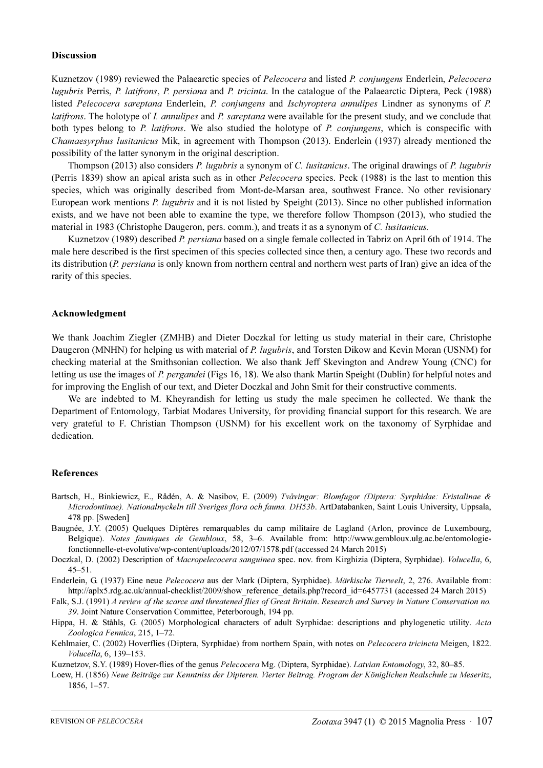### Discussion

Kuznetzov (1989) reviewed the Palaearctic species of *Pelecocera* and listed *P. conjungens* Enderlein, *Pelecocera lugubris* Perris, *P. latifrons*, *P. persiana* and *P. tricinta*. In the catalogue of the Palaearctic Diptera, Peck (1988) listed *Pelecocera sareptana* Enderlein, *P. conjungens* and *Ischyroptera annulipes* Lindner as synonyms of *P. latifrons*. The holotype of *I. annulipes* and *P. sareptana* were available for the present study, and we conclude that both types belong to *P. latifrons*. We also studied the holotype of *P. conjungens*, which is conspecific with *Chamaesyrphus lusitanicus* Mik, in agreement with Thompson (2013). Enderlein (1937) already mentioned the possibility of the latter synonym in the original description.

Thompson (2013) also considers *P. lugubris* a synonym of *C. lusitanicus*. The original drawings of *P. lugubris* (Perris 1839) show an apical arista such as in other *Pelecocera* species. Peck (1988) is the last to mention this species, which was originally described from Mont-de-Marsan area, southwest France. No other revisionary European work mentions *P. lugubris* and it is not listed by Speight (2013). Since no other published information exists, and we have not been able to examine the type, we therefore follow Thompson (2013), who studied the material in 1983 (Christophe Daugeron, pers. comm.), and treats it as a synonym of *C. lusitanicus.*

Kuznetzov (1989) described *P. persiana* based on a single female collected in Tabriz on April 6th of 1914. The male here described is the first specimen of this species collected since then, a century ago. These two records and its distribution (*P. persiana* is only known from northern central and northern west parts of Iran) give an idea of the rarity of this species.

### Acknowledgment

We thank Joachim Ziegler (ZMHB) and Dieter Doczkal for letting us study material in their care, Christophe Daugeron (MNHN) for helping us with material of *P. lugubris*, and Torsten Dikow and Kevin Moran (USNM) for checking material at the Smithsonian collection. We also thank Jeff Skevington and Andrew Young (CNC) for letting us use the images of *P. pergandei* (Figs 16, 18). We also thank Martin Speight (Dublin) for helpful notes and for improving the English of our text, and Dieter Doczkal and John Smit for their constructive comments.

We are indebted to M. Kheyrandish for letting us study the male specimen he collected. We thank the Department of Entomology, Tarbiat Modares University, for providing financial support for this research. We are very grateful to F. Christian Thompson (USNM) for his excellent work on the taxonomy of Syrphidae and dedication.

### References

Bartsch, H., Binkiewicz, E., Rådén, A. & Nasibov, E. (2009) *Tvåvingar: Blomfugor (Diptera: Syrphidae: Eristalinae & Microdontinae). Nationalnyckeln till Sveriges flora och fauna. DH53b*. ArtDatabanken, Saint Louis University, Uppsala, 478 pp. [Sweden]

Baugnée, J.Y. (2005) Quelques Diptères remarquables du camp militaire de Lagland (Arlon, province de Luxembourg, Belgique). *Notes fauniques de Gembloux*, 58, 3–6. Available from: http://www.gembloux.ulg.ac.be/entomologie-fonctionnelle-et-evolutive/wp-content/uploads/2012/07/1578.pdf (accessed 24 March 2015)

Doczkal, D. (2002) Description of *Macropelecocera sanguinea* spec. nov. from Kirghizia (Diptera, Syrphidae). *Volucella*, 6, 45–51.

Enderlein, G. (1937) Eine neue *Pelecocera* aus der Mark (Diptera, Syrphidae). *Märkische Tierwelt*, 2, 276. Available from: http://aplx5.rdg.ac.uk/annual-checklist/2009/show_reference_details.php?record_id=6457731 (accessed 24 March 2015)

Falk, S.J. (1991) *A review of the scarce and threatened flies of Great Britain*. *Research and Survey in Nature Conservation no. 39*. Joint Nature Conservation Committee, Peterborough, 194 pp.

Hippa, H. & Ståhls, G. (2005) Morphological characters of adult Syrphidae: descriptions and phylogenetic utility. *Acta Zoologica Fennica*, 215, 1–72.

Kehlmaier, C. (2002) Hoverflies (Diptera, Syrphidae) from northern Spain, with notes on *Pelecocera tricincta* Meigen, 1822. *Volucella*, 6, 139–153.

Kuznetzov, S.Y. (1989) Hover-flies of the genus *Pelecocera* Mg. (Diptera, Syrphidae). *Latvian Entomology*, 32, 80–85.

Loew, H. (1856) *Neue Beiträge zur Kenntniss der Dipteren. Vierter Beitrag. Program der Königlichen Realschule zu Meseritz*, 1856, 1–57.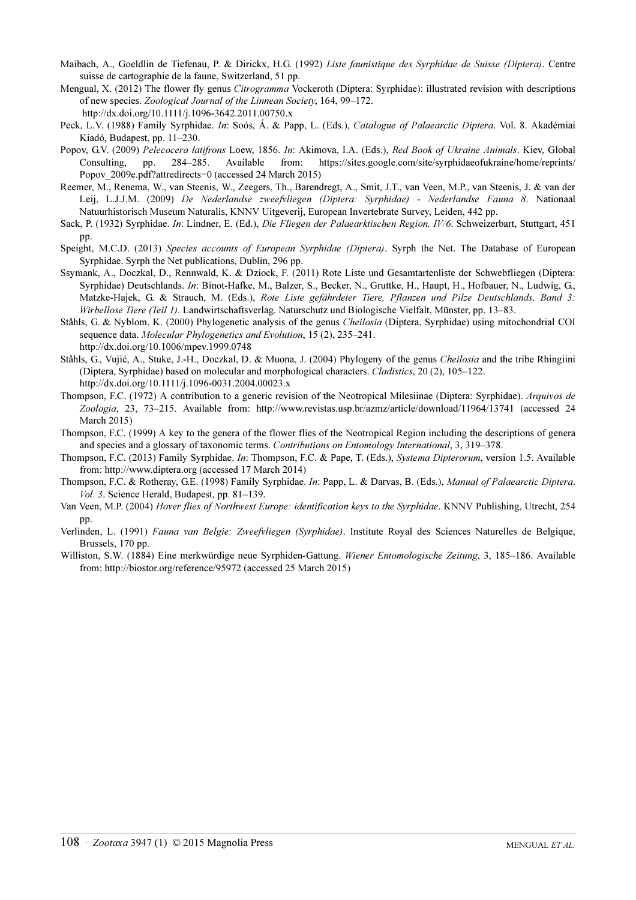Maibach, A., Goeldlin de Tiefenau, P. & Dirickx, H.G. (1992) *Liste faunistique des Syrphidae de Suisse (Diptera)*. Centre suisse de cartographie de la faune, Switzerland, 51 pp.

Mengual, X. (2012) The flower fly genus *Citrogramma* Vockeroth (Diptera: Syrphidae): illustrated revision with descriptions of new species. *Zoological Journal of the Linnean Society*, 164, 99–172. http://dx.doi.org/10.1111/j.1096-3642.2011.00750.x

Peck, L.V. (1988) Family Syrphidae. *In*: Soós, Á. & Papp, L. (Eds.), *Catalogue of Palaearctic Diptera*. Vol. 8. Akadémiai Kiadó, Budapest, pp. 11–230.

Popov, G.V. (2009) *Pelecocera latifrons* Loew, 1856. *In*: Akimova, I.A. (Eds.), *Red Book of Ukraine Animals*. Kiev, Global Consulting, pp. 284–285. Available from: https://sites.google.com/site/syrphidaeofukraine/home/reprints/Popov_2009e.pdf?attredirects=0 (accessed 24 March 2015)

Reemer, M., Renema, W., van Steenis, W., Zeegers, Th., Barendregt, A., Smit, J.T., van Veen, M.P., van Steenis, J. & van der Leij, L.J.J.M. (2009) *De Nederlandse zweefvliegen (Diptera: Syrphidae) - Nederlandse Fauna 8*. Nationaal Natuurhistorisch Museum Naturalis, KNNV Uitgeverij, European Invertebrate Survey, Leiden, 442 pp.

Sack, P. (1932) Syrphidae. *In*: Lindner, E. (Ed.), *Die Fliegen der Palaearktischen Region, IV/6*. Schweizerbart, Stuttgart, 451 pp.

Speight, M.C.D. (2013) *Species accounts of European Syrphidae (Diptera)*. Syrph the Net. The Database of European Syrphidae. Syrph the Net publications, Dublin, 296 pp.

Ssymank, A., Doczkal, D., Rennwald, K. & Dziock, F. (2011) Rote Liste und Gesamtartenliste der Schwebfliegen (Diptera: Syrphidae) Deutschlands. *In*: Binot-Hafke, M., Balzer, S., Becker, N., Gruttke, H., Haupt, H., Hofbauer, N., Ludwig, G., Matzke-Hajek, G. & Strauch, M. (Eds.), *Rote Liste gefährdeter Tiere, Pflanzen und Pilze Deutschlands. Band 3: Wirbellose Tiere (Teil 1).* Landwirtschaftsverlag. Naturschutz und Biologische Vielfalt, Münster, pp. 13–83.

Ståhls, G. & Nyblom, K. (2000) Phylogenetic analysis of the genus *Cheilosia* (Diptera, Syrphidae) using mitochondrial COI sequence data. *Molecular Phylogenetics and Evolution*, 15 (2), 235–241. http://dx.doi.org/10.1006/mpev.1999.0748

Ståhls, G., Vujić, A., Stuke, J.-H., Doczkal, D. & Muona, J. (2004) Phylogeny of the genus *Cheilosia* and the tribe Rhingiini (Diptera, Syrphidae) based on molecular and morphological characters. *Cladistics*, 20 (2), 105–122. http://dx.doi.org/10.1111/j.1096-0031.2004.00023.x

Thompson, F.C. (1972) A contribution to a generic revision of the Neotropical Milesiinae (Diptera: Syrphidae). *Arquivos de Zoologia*, 23, 73–215. Available from: http://www.revistas.usp.br/azmz/article/download/11964/13741 (accessed 24 March 2015)

Thompson, F.C. (1999) A key to the genera of the flower flies of the Neotropical Region including the descriptions of genera and species and a glossary of taxonomic terms. *Contributions on Entomology International*, 3, 319–378.

Thompson, F.C. (2013) Family Syrphidae. *In*: Thompson, F.C. & Pape, T. (Eds.), *Systema Dipterorum*, version 1.5. Available from: http://www.diptera.org (accessed 17 March 2014)

Thompson, F.C. & Rotheray, G.E. (1998) Family Syrphidae. *In*: Papp, L. & Darvas, B. (Eds.), *Manual of Palaearctic Diptera. Vol. 3*. Science Herald, Budapest, pp. 81–139.

Van Veen, M.P. (2004) *Hover flies of Northwest Europe: identification keys to the Syrphidae*. KNNV Publishing, Utrecht, 254 pp.

Verlinden, L. (1991) *Fauna van Belgie: Zweefvliegen (Syrphidae)*. Institute Royal des Sciences Naturelles de Belgique, Brussels, 170 pp.

Williston, S.W. (1884) Eine merkwürdige neue Syrphiden-Gattung. *Wiener Entomologische Zeitung*, 3, 185–186. Available from: http://biostor.org/reference/95972 (accessed 25 March 2015)